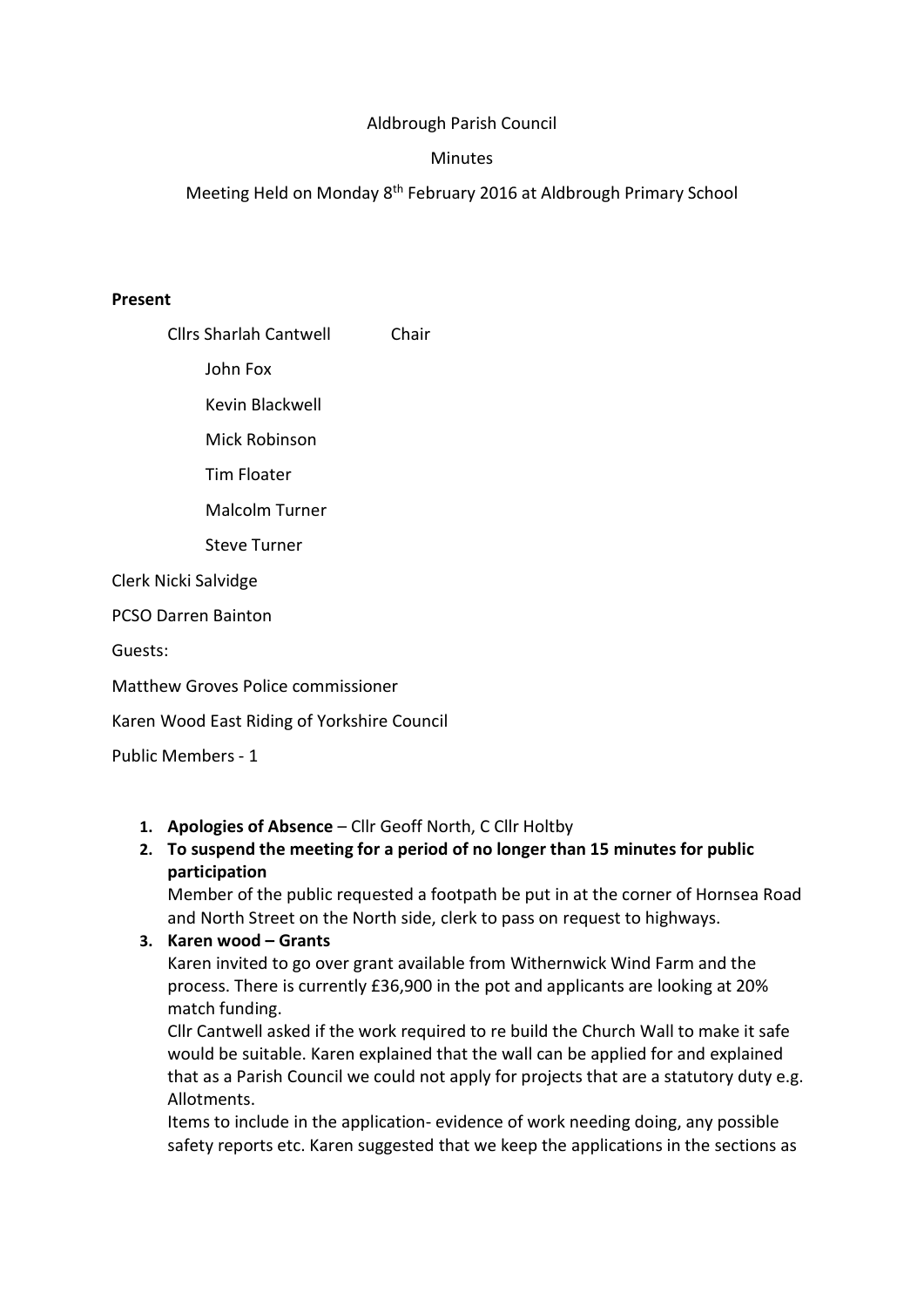Aldbrough Parish Council

Minutes

Meeting Held on Monday 8th February 2016 at Aldbrough Primary School

**Present**

Cllrs Sharlah Cantwell Chair

John Fox

Kevin Blackwell

Mick Robinson

Tim Floater

Malcolm Turner

Steve Turner

Clerk Nicki Salvidge

PCSO Darren Bainton

Guests:

Matthew Groves Police commissioner

Karen Wood East Riding of Yorkshire Council

Public Members - 1

1. **Apologies of Absence** – Cllr Geoff North, C Cllr Holtby
2. **To suspend the meeting for a period of no longer than 15 minutes for public participation**
   Member of the public requested a footpath be put in at the corner of Hornsea Road and North Street on the North side, clerk to pass on request to highways.
3. **Karen wood – Grants**
   Karen invited to go over grant available from Withernwick Wind Farm and the process. There is currently £36,900 in the pot and applicants are looking at 20% match funding.
   Cllr Cantwell asked if the work required to re build the Church Wall to make it safe would be suitable. Karen explained that the wall can be applied for and explained that as a Parish Council we could not apply for projects that are a statutory duty e.g. Allotments.
   Items to include in the application- evidence of work needing doing, any possible safety reports etc. Karen suggested that we keep the applications in the sections as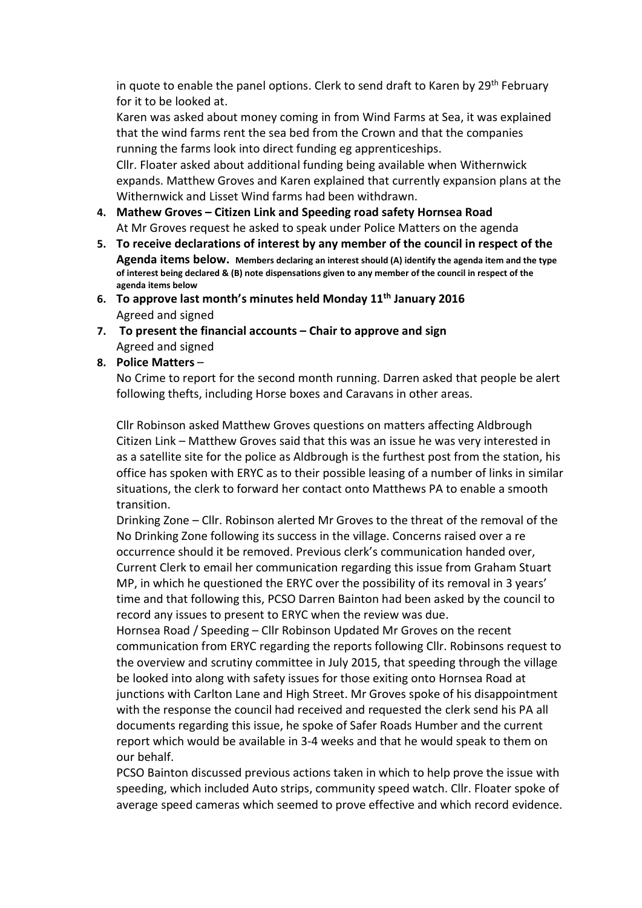in quote to enable the panel options. Clerk to send draft to Karen by 29th February for it to be looked at.

Karen was asked about money coming in from Wind Farms at Sea, it was explained that the wind farms rent the sea bed from the Crown and that the companies running the farms look into direct funding eg apprenticeships.

Cllr. Floater asked about additional funding being available when Withernwick expands. Matthew Groves and Karen explained that currently expansion plans at the Withernwick and Lisset Wind farms had been withdrawn.

4. **Mathew Groves – Citizen Link and Speeding road safety Hornsea Road**
   At Mr Groves request he asked to speak under Police Matters on the agenda
5. **To receive declarations of interest by any member of the council in respect of the Agenda items below.** **Members declaring an interest should (A) identify the agenda item and the type of interest being declared & (B) note dispensations given to any member of the council in respect of the agenda items below**
6. **To approve last month's minutes held Monday 11th January 2016**
   Agreed and signed
7. **To present the financial accounts – Chair to approve and sign**
   Agreed and signed
8. **Police Matters** –
   No Crime to report for the second month running. Darren asked that people be alert following thefts, including Horse boxes and Caravans in other areas.

   Cllr Robinson asked Matthew Groves questions on matters affecting Aldbrough
   Citizen Link – Matthew Groves said that this was an issue he was very interested in as a satellite site for the police as Aldbrough is the furthest post from the station, his office has spoken with ERYC as to their possible leasing of a number of links in similar situations, the clerk to forward her contact onto Matthews PA to enable a smooth transition.
   Drinking Zone – Cllr. Robinson alerted Mr Groves to the threat of the removal of the No Drinking Zone following its success in the village. Concerns raised over a re occurrence should it be removed. Previous clerk's communication handed over, Current Clerk to email her communication regarding this issue from Graham Stuart MP, in which he questioned the ERYC over the possibility of its removal in 3 years' time and that following this, PCSO Darren Bainton had been asked by the council to record any issues to present to ERYC when the review was due.
   Hornsea Road / Speeding – Cllr Robinson Updated Mr Groves on the recent communication from ERYC regarding the reports following Cllr. Robinsons request to the overview and scrutiny committee in July 2015, that speeding through the village be looked into along with safety issues for those exiting onto Hornsea Road at junctions with Carlton Lane and High Street. Mr Groves spoke of his disappointment with the response the council had received and requested the clerk send his PA all documents regarding this issue, he spoke of Safer Roads Humber and the current report which would be available in 3-4 weeks and that he would speak to them on our behalf.
   PCSO Bainton discussed previous actions taken in which to help prove the issue with speeding, which included Auto strips, community speed watch. Cllr. Floater spoke of average speed cameras which seemed to prove effective and which record evidence.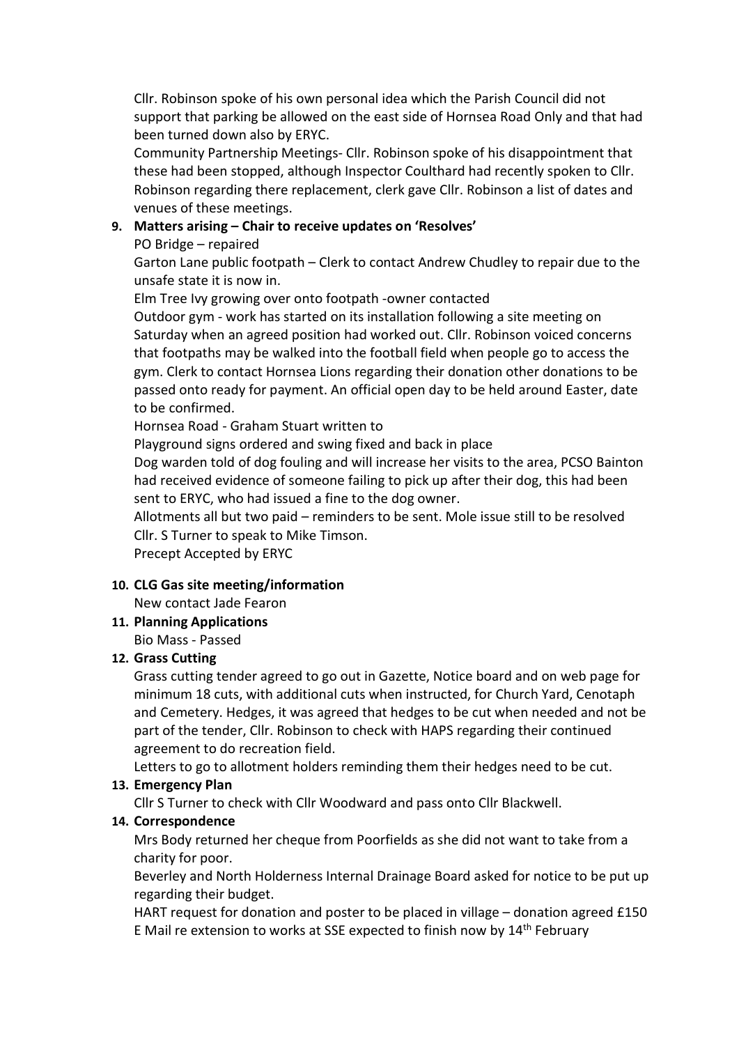Cllr. Robinson spoke of his own personal idea which the Parish Council did not support that parking be allowed on the east side of Hornsea Road Only and that had been turned down also by ERYC.

Community Partnership Meetings- Cllr. Robinson spoke of his disappointment that these had been stopped, although Inspector Coulthard had recently spoken to Cllr. Robinson regarding there replacement, clerk gave Cllr. Robinson a list of dates and venues of these meetings.

9. **Matters arising – Chair to receive updates on 'Resolves'**

   PO Bridge – repaired

   Garton Lane public footpath – Clerk to contact Andrew Chudley to repair due to the unsafe state it is now in.

   Elm Tree Ivy growing over onto footpath -owner contacted

   Outdoor gym - work has started on its installation following a site meeting on Saturday when an agreed position had worked out. Cllr. Robinson voiced concerns that footpaths may be walked into the football field when people go to access the gym. Clerk to contact Hornsea Lions regarding their donation other donations to be passed onto ready for payment. An official open day to be held around Easter, date to be confirmed.

   Hornsea Road - Graham Stuart written to

   Playground signs ordered and swing fixed and back in place

   Dog warden told of dog fouling and will increase her visits to the area, PCSO Bainton had received evidence of someone failing to pick up after their dog, this had been sent to ERYC, who had issued a fine to the dog owner.

   Allotments all but two paid – reminders to be sent. Mole issue still to be resolved Cllr. S Turner to speak to Mike Timson.

   Precept Accepted by ERYC

10. **CLG Gas site meeting/information**

    New contact Jade Fearon

11. **Planning Applications**

    Bio Mass - Passed

12. **Grass Cutting**

    Grass cutting tender agreed to go out in Gazette, Notice board and on web page for minimum 18 cuts, with additional cuts when instructed, for Church Yard, Cenotaph and Cemetery. Hedges, it was agreed that hedges to be cut when needed and not be part of the tender, Cllr. Robinson to check with HAPS regarding their continued agreement to do recreation field.

    Letters to go to allotment holders reminding them their hedges need to be cut.

13. **Emergency Plan**

    Cllr S Turner to check with Cllr Woodward and pass onto Cllr Blackwell.

14. **Correspondence**

    Mrs Body returned her cheque from Poorfields as she did not want to take from a charity for poor.

    Beverley and North Holderness Internal Drainage Board asked for notice to be put up regarding their budget.

    HART request for donation and poster to be placed in village – donation agreed £150

    E Mail re extension to works at SSE expected to finish now by 14th February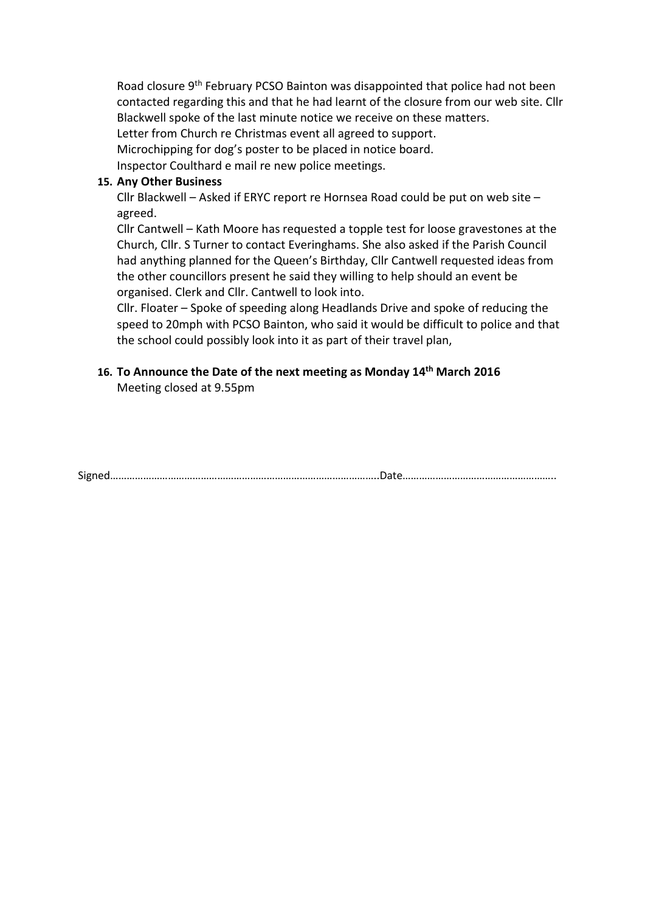Road closure 9th February PCSO Bainton was disappointed that police had not been contacted regarding this and that he had learnt of the closure from our web site. Cllr Blackwell spoke of the last minute notice we receive on these matters.
Letter from Church re Christmas event all agreed to support.
Microchipping for dog's poster to be placed in notice board.
Inspector Coulthard e mail re new police meetings.

15. **Any Other Business**

Cllr Blackwell – Asked if ERYC report re Hornsea Road could be put on web site – agreed.
Cllr Cantwell – Kath Moore has requested a topple test for loose gravestones at the Church, Cllr. S Turner to contact Everinghams. She also asked if the Parish Council had anything planned for the Queen's Birthday, Cllr Cantwell requested ideas from the other councillors present he said they willing to help should an event be organised. Clerk and Cllr. Cantwell to look into.
Cllr. Floater – Spoke of speeding along Headlands Drive and spoke of reducing the speed to 20mph with PCSO Bainton, who said it would be difficult to police and that the school could possibly look into it as part of their travel plan,

16. **To Announce the Date of the next meeting as Monday 14th March 2016**

Meeting closed at 9.55pm

Signed…………………………………………………………………………………..Date………………………………………………..